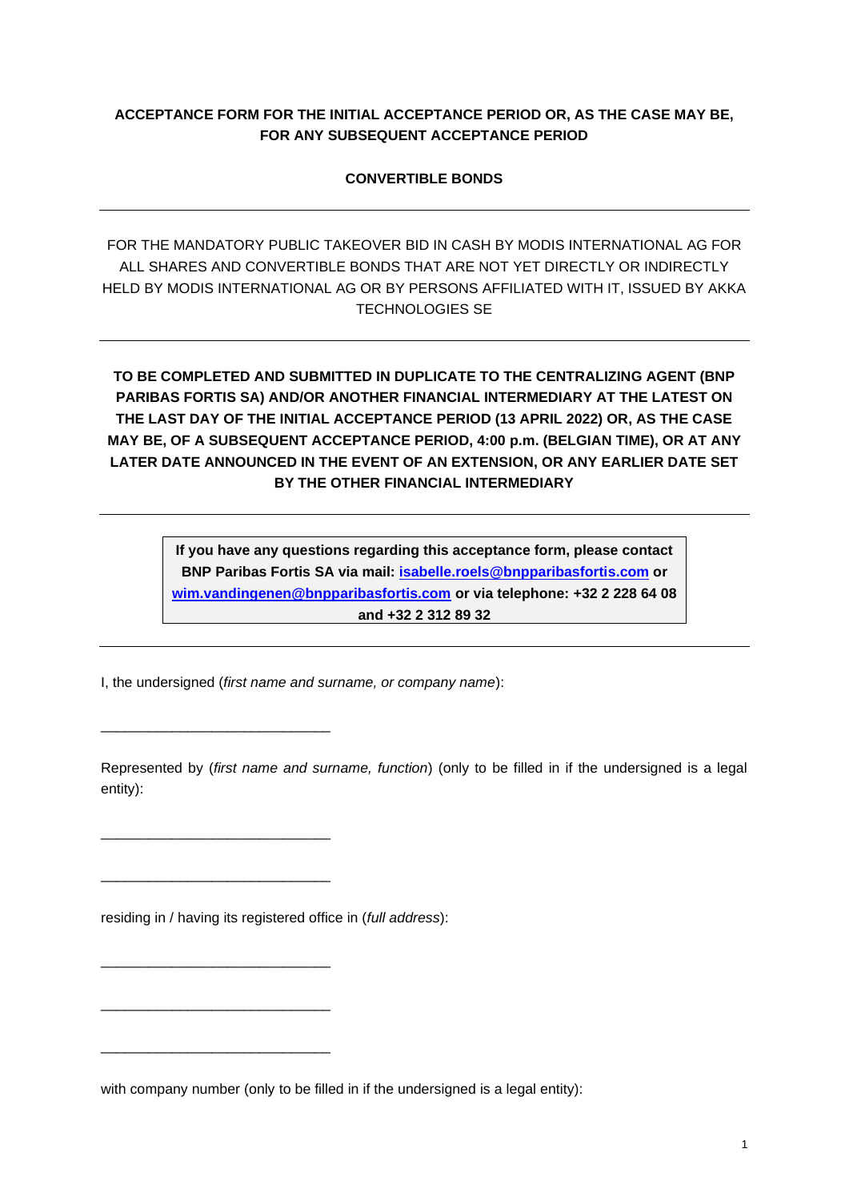**ACCEPTANCE FORM FOR THE INITIAL ACCEPTANCE PERIOD OR, AS THE CASE MAY BE, FOR ANY SUBSEQUENT ACCEPTANCE PERIOD**

**CONVERTIBLE BONDS**

---

FOR THE MANDATORY PUBLIC TAKEOVER BID IN CASH BY MODIS INTERNATIONAL AG FOR ALL SHARES AND CONVERTIBLE BONDS THAT ARE NOT YET DIRECTLY OR INDIRECTLY HELD BY MODIS INTERNATIONAL AG OR BY PERSONS AFFILIATED WITH IT, ISSUED BY AKKA TECHNOLOGIES SE

---

**TO BE COMPLETED AND SUBMITTED IN DUPLICATE TO THE CENTRALIZING AGENT (BNP PARIBAS FORTIS SA) AND/OR ANOTHER FINANCIAL INTERMEDIARY AT THE LATEST ON THE LAST DAY OF THE INITIAL ACCEPTANCE PERIOD (13 APRIL 2022) OR, AS THE CASE MAY BE, OF A SUBSEQUENT ACCEPTANCE PERIOD, 4:00 p.m. (BELGIAN TIME), OR AT ANY LATER DATE ANNOUNCED IN THE EVENT OF AN EXTENSION, OR ANY EARLIER DATE SET BY THE OTHER FINANCIAL INTERMEDIARY**

---

**If you have any questions regarding this acceptance form, please contact BNP Paribas Fortis SA via mail: isabelle.roels@bnpparibasfortis.com or wim.vandingenen@bnpparibasfortis.com or via telephone: +32 2 228 64 08 and +32 2 312 89 32**

---

I, the undersigned (*first name and surname, or company name*):

\_\_\_\_\_\_\_\_\_\_\_\_\_\_\_\_\_\_\_\_\_\_\_\_\_\_\_\_\_\_

Represented by (*first name and surname, function*) (only to be filled in if the undersigned is a legal entity):

\_\_\_\_\_\_\_\_\_\_\_\_\_\_\_\_\_\_\_\_\_\_\_\_\_\_\_\_\_\_

\_\_\_\_\_\_\_\_\_\_\_\_\_\_\_\_\_\_\_\_\_\_\_\_\_\_\_\_\_\_

residing in / having its registered office in (*full address*):

\_\_\_\_\_\_\_\_\_\_\_\_\_\_\_\_\_\_\_\_\_\_\_\_\_\_\_\_\_\_

\_\_\_\_\_\_\_\_\_\_\_\_\_\_\_\_\_\_\_\_\_\_\_\_\_\_\_\_\_\_

\_\_\_\_\_\_\_\_\_\_\_\_\_\_\_\_\_\_\_\_\_\_\_\_\_\_\_\_\_\_

with company number (only to be filled in if the undersigned is a legal entity):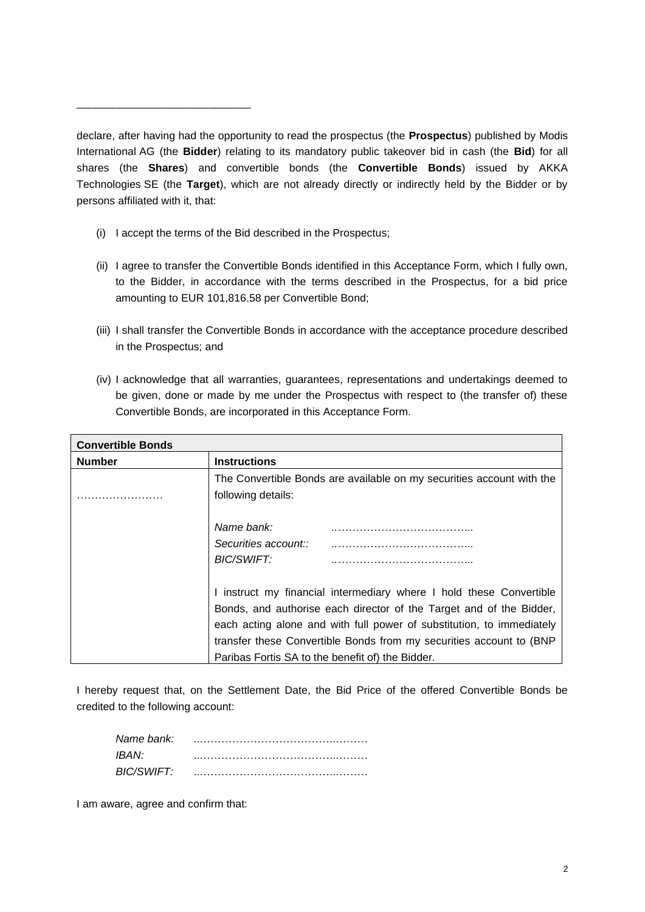\_\_\_\_\_\_\_\_\_\_\_\_\_\_\_\_\_\_\_\_\_\_\_\_\_\_\_\_\_\_

declare, after having had the opportunity to read the prospectus (the **Prospectus**) published by Modis International AG (the **Bidder**) relating to its mandatory public takeover bid in cash (the **Bid**) for all shares (the **Shares**) and convertible bonds (the **Convertible Bonds**) issued by AKKA Technologies SE (the **Target**), which are not already directly or indirectly held by the Bidder or by persons affiliated with it, that:

(i) I accept the terms of the Bid described in the Prospectus;

(ii) I agree to transfer the Convertible Bonds identified in this Acceptance Form, which I fully own, to the Bidder, in accordance with the terms described in the Prospectus, for a bid price amounting to EUR 101,816.58 per Convertible Bond;

(iii) I shall transfer the Convertible Bonds in accordance with the acceptance procedure described in the Prospectus; and

(iv) I acknowledge that all warranties, guarantees, representations and undertakings deemed to be given, done or made by me under the Prospectus with respect to (the transfer of) these Convertible Bonds, are incorporated in this Acceptance Form.

| **Convertible Bonds** | |
|---|---|
| **Number** | **Instructions** |
| …………………… | The Convertible Bonds are available on my securities account with the following details:<br><br>*Name bank:* ………………………………...<br>*Securities account::* ………………………………...<br>*BIC/SWIFT:* ………………………………...<br><br>I instruct my financial intermediary where I hold these Convertible Bonds, and authorise each director of the Target and of the Bidder, each acting alone and with full power of substitution, to immediately transfer these Convertible Bonds from my securities account to (BNP Paribas Fortis SA to the benefit of) the Bidder. |

I hereby request that, on the Settlement Date, the Bid Price of the offered Convertible Bonds be credited to the following account:

*Name bank:* ..………………………………..………
*IBAN:* ..………………………………..………
*BIC/SWIFT:* ..………………………………..………

I am aware, agree and confirm that: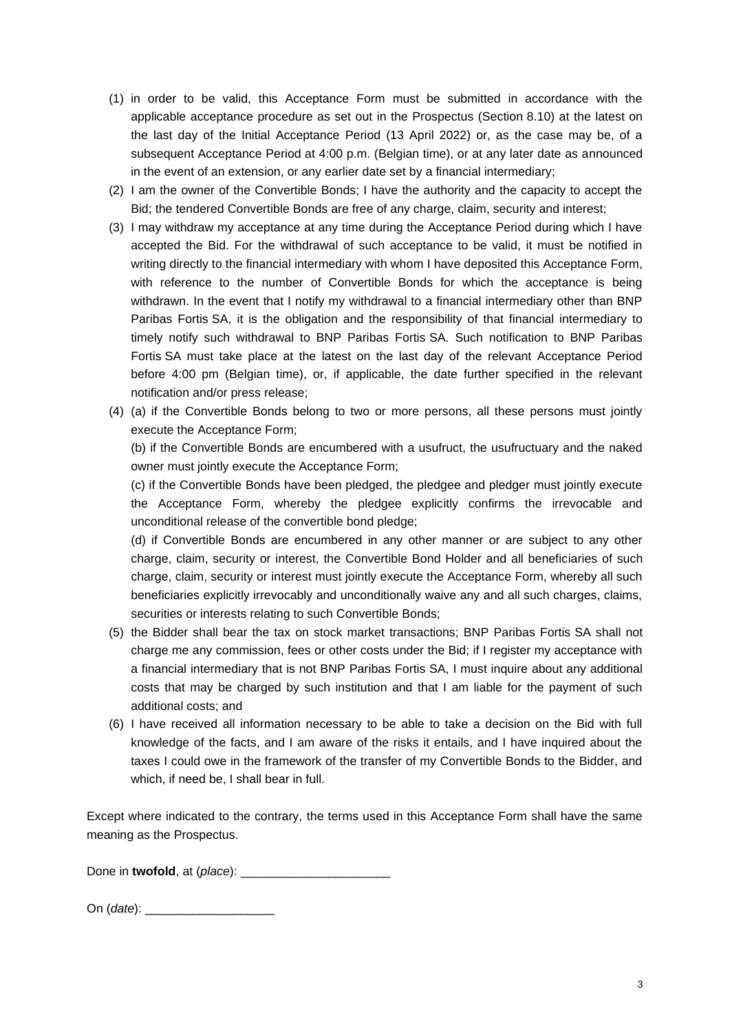(1) in order to be valid, this Acceptance Form must be submitted in accordance with the applicable acceptance procedure as set out in the Prospectus (Section 8.10) at the latest on the last day of the Initial Acceptance Period (13 April 2022) or, as the case may be, of a subsequent Acceptance Period at 4:00 p.m. (Belgian time), or at any later date as announced in the event of an extension, or any earlier date set by a financial intermediary;

(2) I am the owner of the Convertible Bonds; I have the authority and the capacity to accept the Bid; the tendered Convertible Bonds are free of any charge, claim, security and interest;

(3) I may withdraw my acceptance at any time during the Acceptance Period during which I have accepted the Bid. For the withdrawal of such acceptance to be valid, it must be notified in writing directly to the financial intermediary with whom I have deposited this Acceptance Form, with reference to the number of Convertible Bonds for which the acceptance is being withdrawn. In the event that I notify my withdrawal to a financial intermediary other than BNP Paribas Fortis SA, it is the obligation and the responsibility of that financial intermediary to timely notify such withdrawal to BNP Paribas Fortis SA. Such notification to BNP Paribas Fortis SA must take place at the latest on the last day of the relevant Acceptance Period before 4:00 pm (Belgian time), or, if applicable, the date further specified in the relevant notification and/or press release;

(4) (a) if the Convertible Bonds belong to two or more persons, all these persons must jointly execute the Acceptance Form;

(b) if the Convertible Bonds are encumbered with a usufruct, the usufructuary and the naked owner must jointly execute the Acceptance Form;

(c) if the Convertible Bonds have been pledged, the pledgee and pledger must jointly execute the Acceptance Form, whereby the pledgee explicitly confirms the irrevocable and unconditional release of the convertible bond pledge;

(d) if Convertible Bonds are encumbered in any other manner or are subject to any other charge, claim, security or interest, the Convertible Bond Holder and all beneficiaries of such charge, claim, security or interest must jointly execute the Acceptance Form, whereby all such beneficiaries explicitly irrevocably and unconditionally waive any and all such charges, claims, securities or interests relating to such Convertible Bonds;

(5) the Bidder shall bear the tax on stock market transactions; BNP Paribas Fortis SA shall not charge me any commission, fees or other costs under the Bid; if I register my acceptance with a financial intermediary that is not BNP Paribas Fortis SA, I must inquire about any additional costs that may be charged by such institution and that I am liable for the payment of such additional costs; and

(6) I have received all information necessary to be able to take a decision on the Bid with full knowledge of the facts, and I am aware of the risks it entails, and I have inquired about the taxes I could owe in the framework of the transfer of my Convertible Bonds to the Bidder, and which, if need be, I shall bear in full.

Except where indicated to the contrary, the terms used in this Acceptance Form shall have the same meaning as the Prospectus.

Done in **twofold**, at (*place*): ______________________

On (*date*): ___________________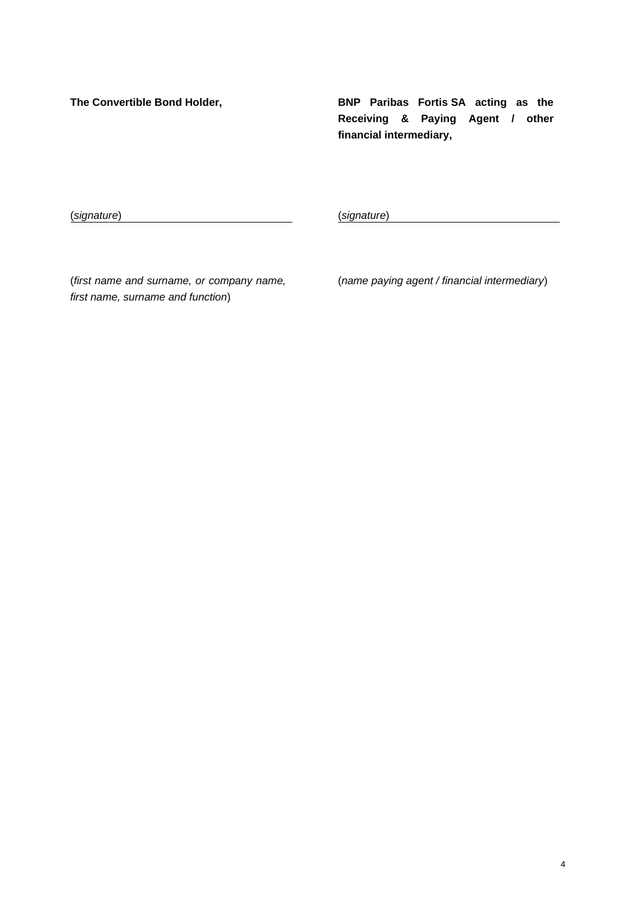**The Convertible Bond Holder,**

(*signature*) \_\_\_\_\_\_\_\_\_\_\_\_\_\_\_\_\_\_\_\_\_\_\_\_\_\_\_\_

(*first name and surname, or company name, first name, surname and function*)

**BNP Paribas Fortis SA acting as the Receiving & Paying Agent / other financial intermediary,**

(*signature*) \_\_\_\_\_\_\_\_\_\_\_\_\_\_\_\_\_\_\_\_\_\_\_\_\_\_\_\_

(*name paying agent / financial intermediary*)